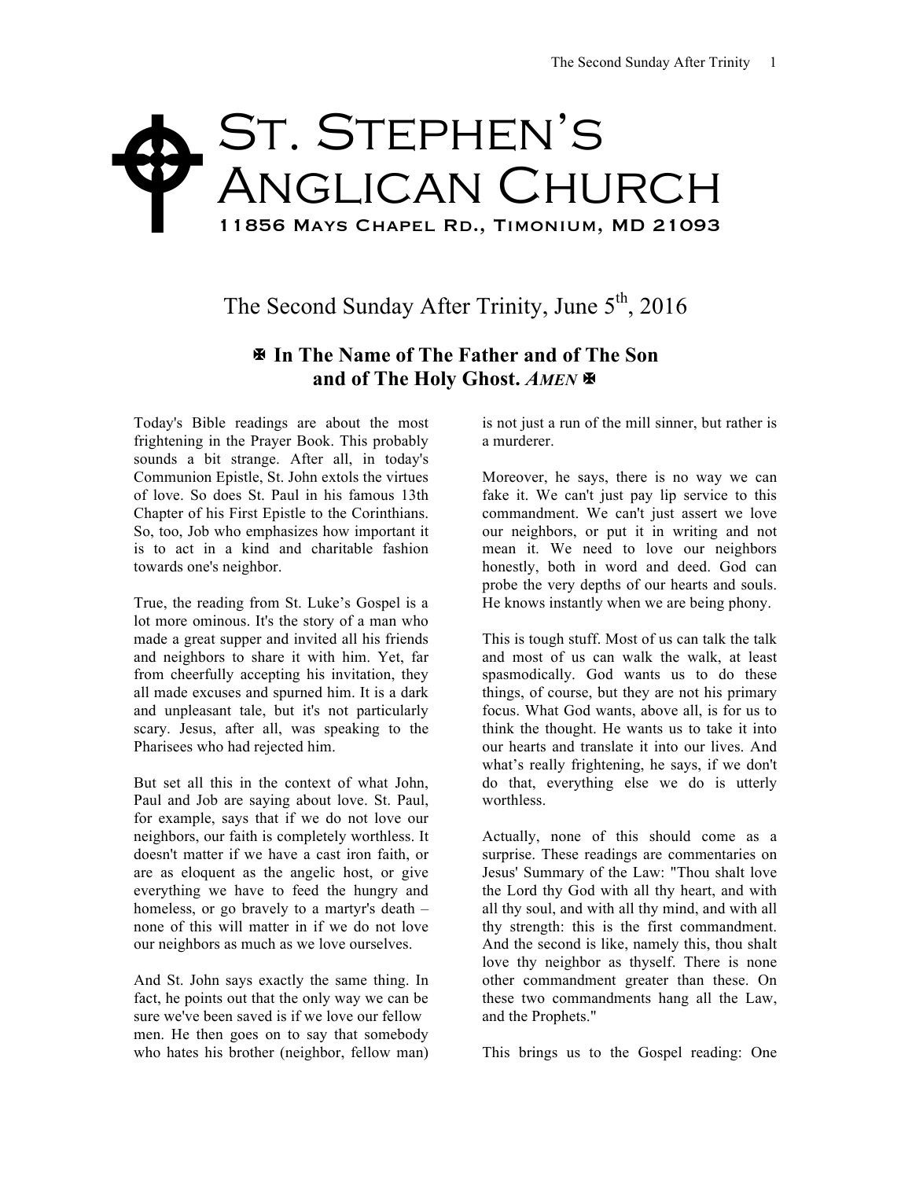# St. Stephen's Anglican Church

11856 Mays Chapel Rd., Timonium, MD 21093

## The Second Sunday After Trinity, June 5th, 2016

**✠ In The Name of The Father and of The Son and of The Holy Ghost. *AMEN* ✠**

Today's Bible readings are about the most frightening in the Prayer Book. This probably sounds a bit strange. After all, in today's Communion Epistle, St. John extols the virtues of love. So does St. Paul in his famous 13th Chapter of his First Epistle to the Corinthians. So, too, Job who emphasizes how important it is to act in a kind and charitable fashion towards one's neighbor.

True, the reading from St. Luke's Gospel is a lot more ominous. It's the story of a man who made a great supper and invited all his friends and neighbors to share it with him. Yet, far from cheerfully accepting his invitation, they all made excuses and spurned him. It is a dark and unpleasant tale, but it's not particularly scary. Jesus, after all, was speaking to the Pharisees who had rejected him.

But set all this in the context of what John, Paul and Job are saying about love. St. Paul, for example, says that if we do not love our neighbors, our faith is completely worthless. It doesn't matter if we have a cast iron faith, or are as eloquent as the angelic host, or give everything we have to feed the hungry and homeless, or go bravely to a martyr's death – none of this will matter in if we do not love our neighbors as much as we love ourselves.

And St. John says exactly the same thing. In fact, he points out that the only way we can be sure we've been saved is if we love our fellow men. He then goes on to say that somebody who hates his brother (neighbor, fellow man) is not just a run of the mill sinner, but rather is a murderer.

Moreover, he says, there is no way we can fake it. We can't just pay lip service to this commandment. We can't just assert we love our neighbors, or put it in writing and not mean it. We need to love our neighbors honestly, both in word and deed. God can probe the very depths of our hearts and souls. He knows instantly when we are being phony.

This is tough stuff. Most of us can talk the talk and most of us can walk the walk, at least spasmodically. God wants us to do these things, of course, but they are not his primary focus. What God wants, above all, is for us to think the thought. He wants us to take it into our hearts and translate it into our lives. And what's really frightening, he says, if we don't do that, everything else we do is utterly worthless.

Actually, none of this should come as a surprise. These readings are commentaries on Jesus' Summary of the Law: "Thou shalt love the Lord thy God with all thy heart, and with all thy soul, and with all thy mind, and with all thy strength: this is the first commandment. And the second is like, namely this, thou shalt love thy neighbor as thyself. There is none other commandment greater than these. On these two commandments hang all the Law, and the Prophets."

This brings us to the Gospel reading: One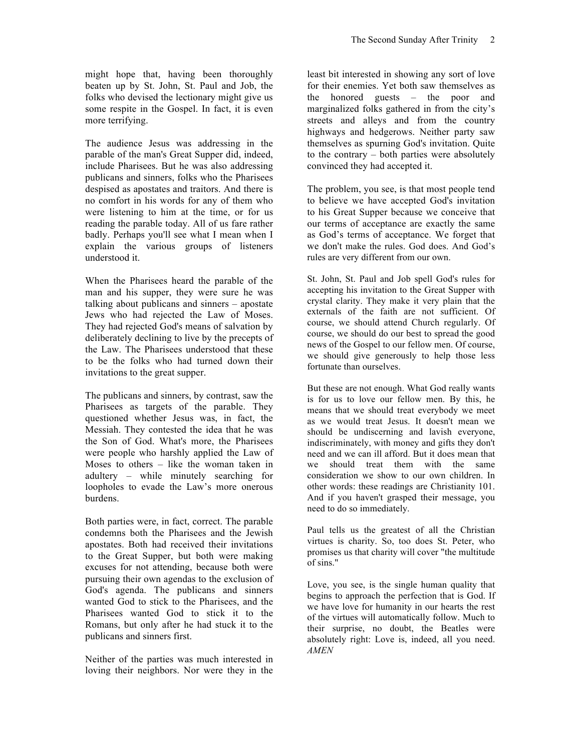might hope that, having been thoroughly beaten up by St. John, St. Paul and Job, the folks who devised the lectionary might give us some respite in the Gospel. In fact, it is even more terrifying.

The audience Jesus was addressing in the parable of the man's Great Supper did, indeed, include Pharisees. But he was also addressing publicans and sinners, folks who the Pharisees despised as apostates and traitors. And there is no comfort in his words for any of them who were listening to him at the time, or for us reading the parable today. All of us fare rather badly. Perhaps you'll see what I mean when I explain the various groups of listeners understood it.

When the Pharisees heard the parable of the man and his supper, they were sure he was talking about publicans and sinners – apostate Jews who had rejected the Law of Moses. They had rejected God's means of salvation by deliberately declining to live by the precepts of the Law. The Pharisees understood that these to be the folks who had turned down their invitations to the great supper.

The publicans and sinners, by contrast, saw the Pharisees as targets of the parable. They questioned whether Jesus was, in fact, the Messiah. They contested the idea that he was the Son of God. What's more, the Pharisees were people who harshly applied the Law of Moses to others – like the woman taken in adultery – while minutely searching for loopholes to evade the Law's more onerous burdens.

Both parties were, in fact, correct. The parable condemns both the Pharisees and the Jewish apostates. Both had received their invitations to the Great Supper, but both were making excuses for not attending, because both were pursuing their own agendas to the exclusion of God's agenda. The publicans and sinners wanted God to stick to the Pharisees, and the Pharisees wanted God to stick it to the Romans, but only after he had stuck it to the publicans and sinners first.

Neither of the parties was much interested in loving their neighbors. Nor were they in the least bit interested in showing any sort of love for their enemies. Yet both saw themselves as the honored guests – the poor and marginalized folks gathered in from the city's streets and alleys and from the country highways and hedgerows. Neither party saw themselves as spurning God's invitation. Quite to the contrary – both parties were absolutely convinced they had accepted it.

The problem, you see, is that most people tend to believe we have accepted God's invitation to his Great Supper because we conceive that our terms of acceptance are exactly the same as God's terms of acceptance. We forget that we don't make the rules. God does. And God's rules are very different from our own.

St. John, St. Paul and Job spell God's rules for accepting his invitation to the Great Supper with crystal clarity. They make it very plain that the externals of the faith are not sufficient. Of course, we should attend Church regularly. Of course, we should do our best to spread the good news of the Gospel to our fellow men. Of course, we should give generously to help those less fortunate than ourselves.

But these are not enough. What God really wants is for us to love our fellow men. By this, he means that we should treat everybody we meet as we would treat Jesus. It doesn't mean we should be undiscerning and lavish everyone, indiscriminately, with money and gifts they don't need and we can ill afford. But it does mean that we should treat them with the same consideration we show to our own children. In other words: these readings are Christianity 101. And if you haven't grasped their message, you need to do so immediately.

Paul tells us the greatest of all the Christian virtues is charity. So, too does St. Peter, who promises us that charity will cover "the multitude of sins."

Love, you see, is the single human quality that begins to approach the perfection that is God. If we have love for humanity in our hearts the rest of the virtues will automatically follow. Much to their surprise, no doubt, the Beatles were absolutely right: Love is, indeed, all you need. *AMEN*